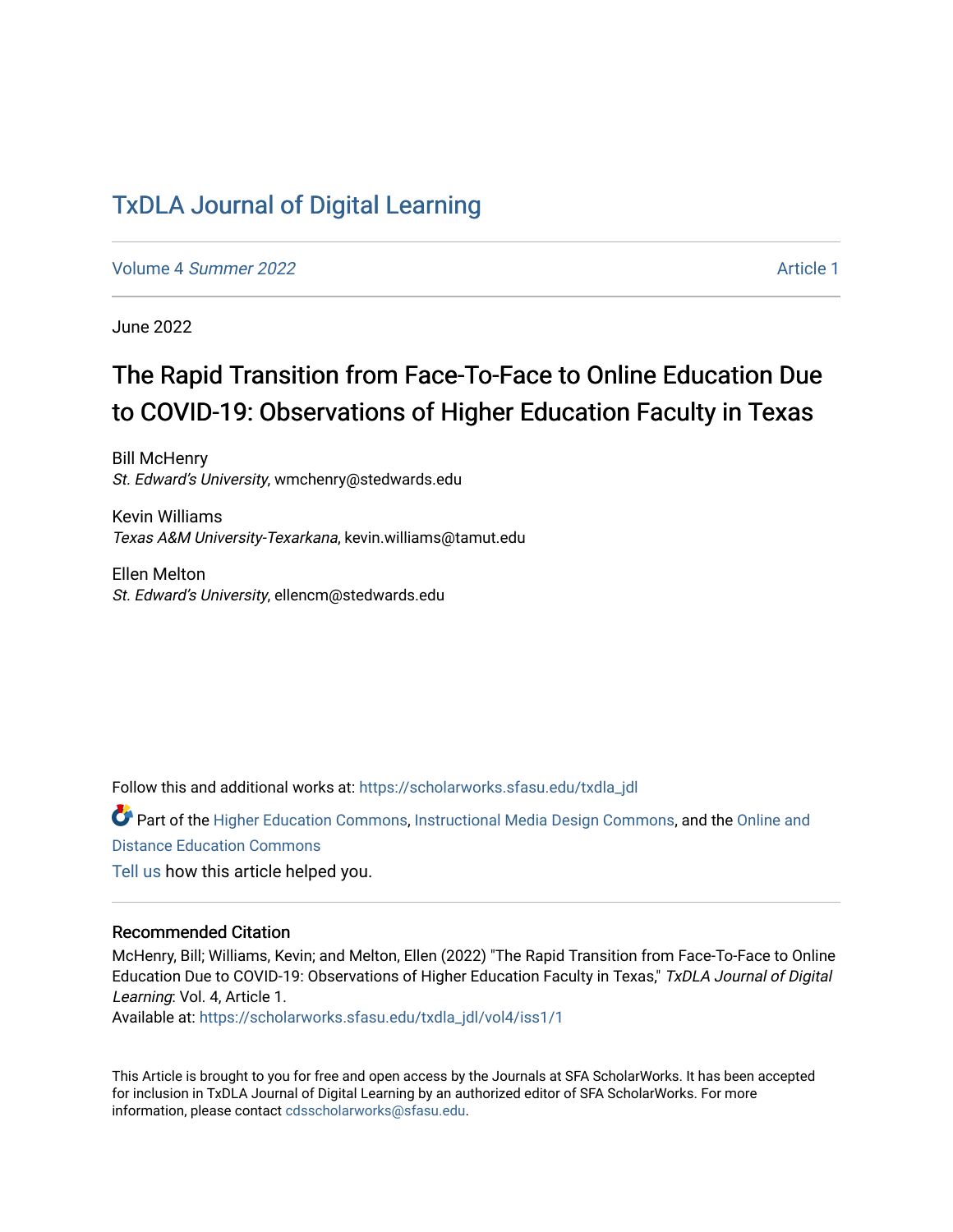# TxDLA Journal of Digital Learning

Volume 4 *Summer 2022* Article 1

June 2022

## The Rapid Transition from Face-To-Face to Online Education Due to COVID-19: Observations of Higher Education Faculty in Texas

Bill McHenry
*St. Edward's University*, wmchenry@stedwards.edu

Kevin Williams
*Texas A&M University-Texarkana*, kevin.williams@tamut.edu

Ellen Melton
*St. Edward's University*, ellencm@stedwards.edu

Follow this and additional works at: https://scholarworks.sfasu.edu/txdla_jdl

Part of the Higher Education Commons, Instructional Media Design Commons, and the Online and Distance Education Commons

Tell us how this article helped you.

### Recommended Citation

McHenry, Bill; Williams, Kevin; and Melton, Ellen (2022) "The Rapid Transition from Face-To-Face to Online Education Due to COVID-19: Observations of Higher Education Faculty in Texas," *TxDLA Journal of Digital Learning*: Vol. 4, Article 1.
Available at: https://scholarworks.sfasu.edu/txdla_jdl/vol4/iss1/1

This Article is brought to you for free and open access by the Journals at SFA ScholarWorks. It has been accepted for inclusion in TxDLA Journal of Digital Learning by an authorized editor of SFA ScholarWorks. For more information, please contact cdsscholarworks@sfasu.edu.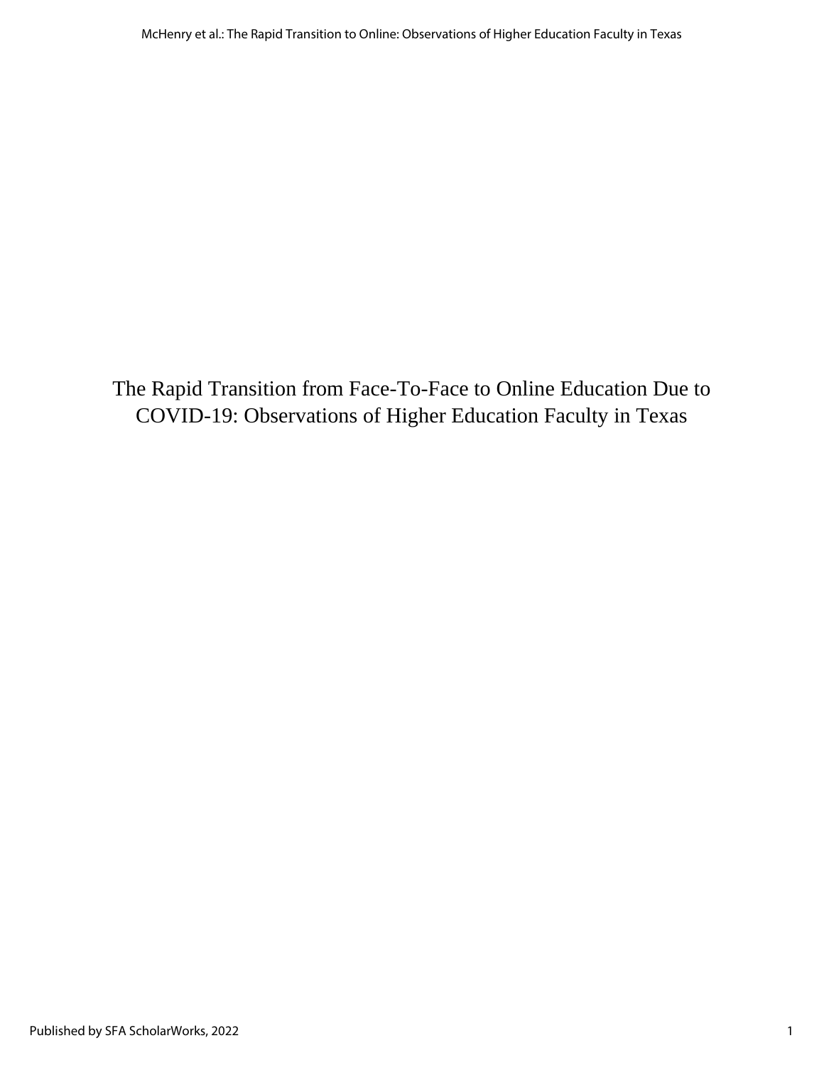# The Rapid Transition from Face-To-Face to Online Education Due to COVID-19: Observations of Higher Education Faculty in Texas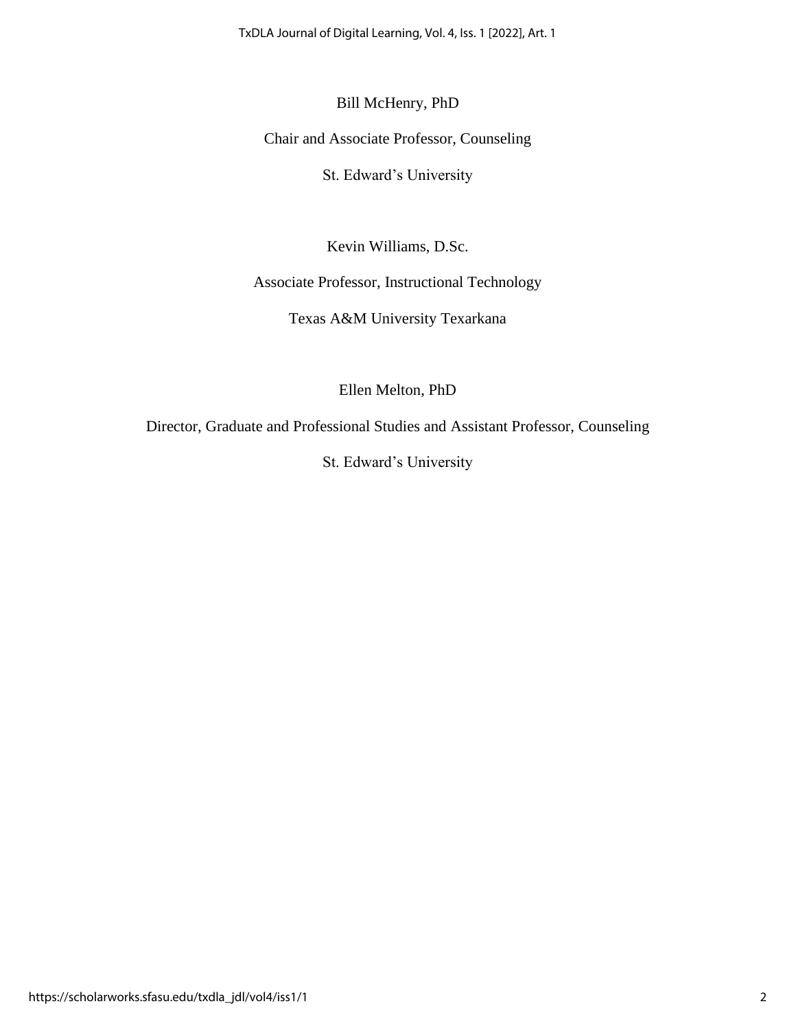Bill McHenry, PhD

Chair and Associate Professor, Counseling

St. Edward's University

Kevin Williams, D.Sc.

Associate Professor, Instructional Technology

Texas A&M University Texarkana

Ellen Melton, PhD

Director, Graduate and Professional Studies and Assistant Professor, Counseling

St. Edward's University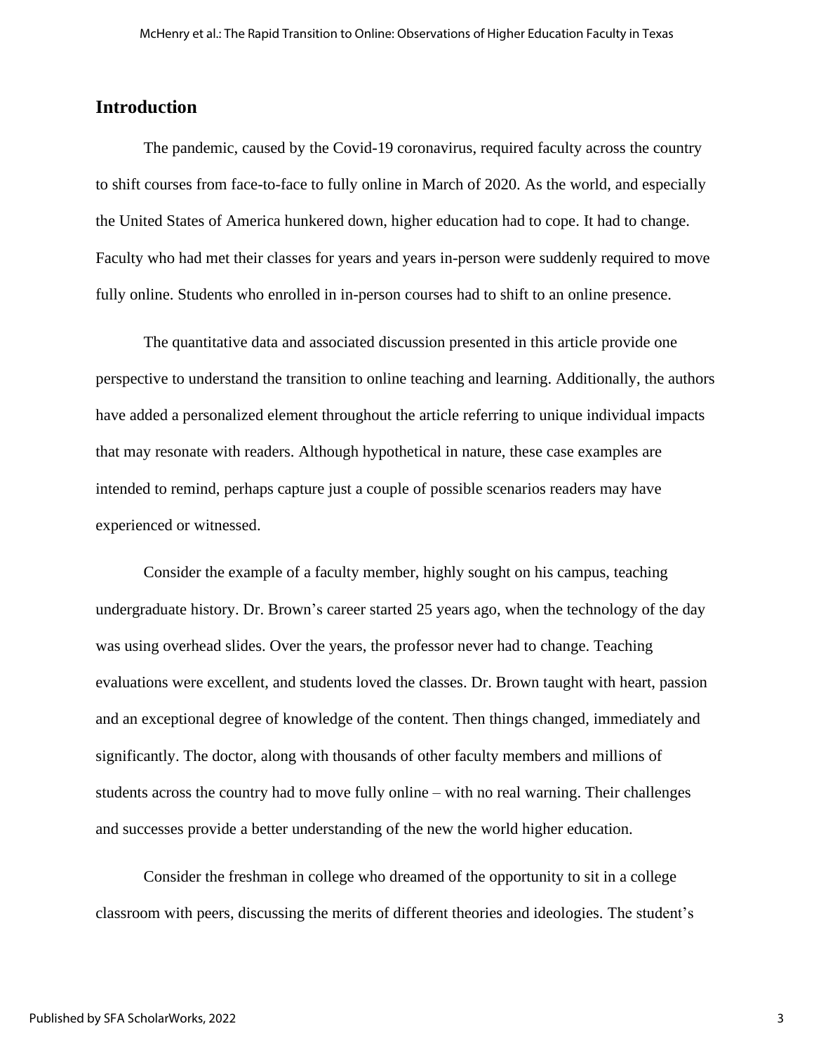## Introduction

The pandemic, caused by the Covid-19 coronavirus, required faculty across the country to shift courses from face-to-face to fully online in March of 2020. As the world, and especially the United States of America hunkered down, higher education had to cope. It had to change. Faculty who had met their classes for years and years in-person were suddenly required to move fully online. Students who enrolled in in-person courses had to shift to an online presence.

The quantitative data and associated discussion presented in this article provide one perspective to understand the transition to online teaching and learning. Additionally, the authors have added a personalized element throughout the article referring to unique individual impacts that may resonate with readers. Although hypothetical in nature, these case examples are intended to remind, perhaps capture just a couple of possible scenarios readers may have experienced or witnessed.

Consider the example of a faculty member, highly sought on his campus, teaching undergraduate history. Dr. Brown's career started 25 years ago, when the technology of the day was using overhead slides. Over the years, the professor never had to change. Teaching evaluations were excellent, and students loved the classes. Dr. Brown taught with heart, passion and an exceptional degree of knowledge of the content. Then things changed, immediately and significantly. The doctor, along with thousands of other faculty members and millions of students across the country had to move fully online – with no real warning. Their challenges and successes provide a better understanding of the new the world higher education.

Consider the freshman in college who dreamed of the opportunity to sit in a college classroom with peers, discussing the merits of different theories and ideologies. The student's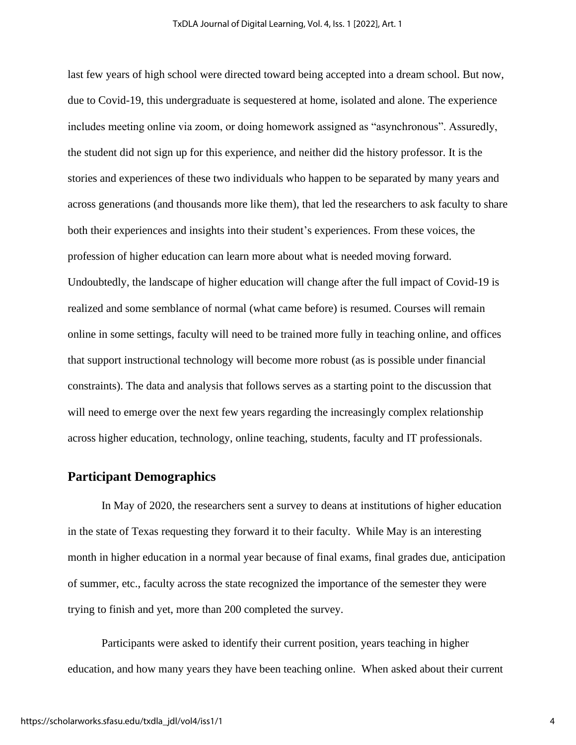last few years of high school were directed toward being accepted into a dream school. But now, due to Covid-19, this undergraduate is sequestered at home, isolated and alone. The experience includes meeting online via zoom, or doing homework assigned as "asynchronous". Assuredly, the student did not sign up for this experience, and neither did the history professor. It is the stories and experiences of these two individuals who happen to be separated by many years and across generations (and thousands more like them), that led the researchers to ask faculty to share both their experiences and insights into their student's experiences. From these voices, the profession of higher education can learn more about what is needed moving forward. Undoubtedly, the landscape of higher education will change after the full impact of Covid-19 is realized and some semblance of normal (what came before) is resumed. Courses will remain online in some settings, faculty will need to be trained more fully in teaching online, and offices that support instructional technology will become more robust (as is possible under financial constraints). The data and analysis that follows serves as a starting point to the discussion that will need to emerge over the next few years regarding the increasingly complex relationship across higher education, technology, online teaching, students, faculty and IT professionals.

## Participant Demographics

In May of 2020, the researchers sent a survey to deans at institutions of higher education in the state of Texas requesting they forward it to their faculty. While May is an interesting month in higher education in a normal year because of final exams, final grades due, anticipation of summer, etc., faculty across the state recognized the importance of the semester they were trying to finish and yet, more than 200 completed the survey.

Participants were asked to identify their current position, years teaching in higher education, and how many years they have been teaching online. When asked about their current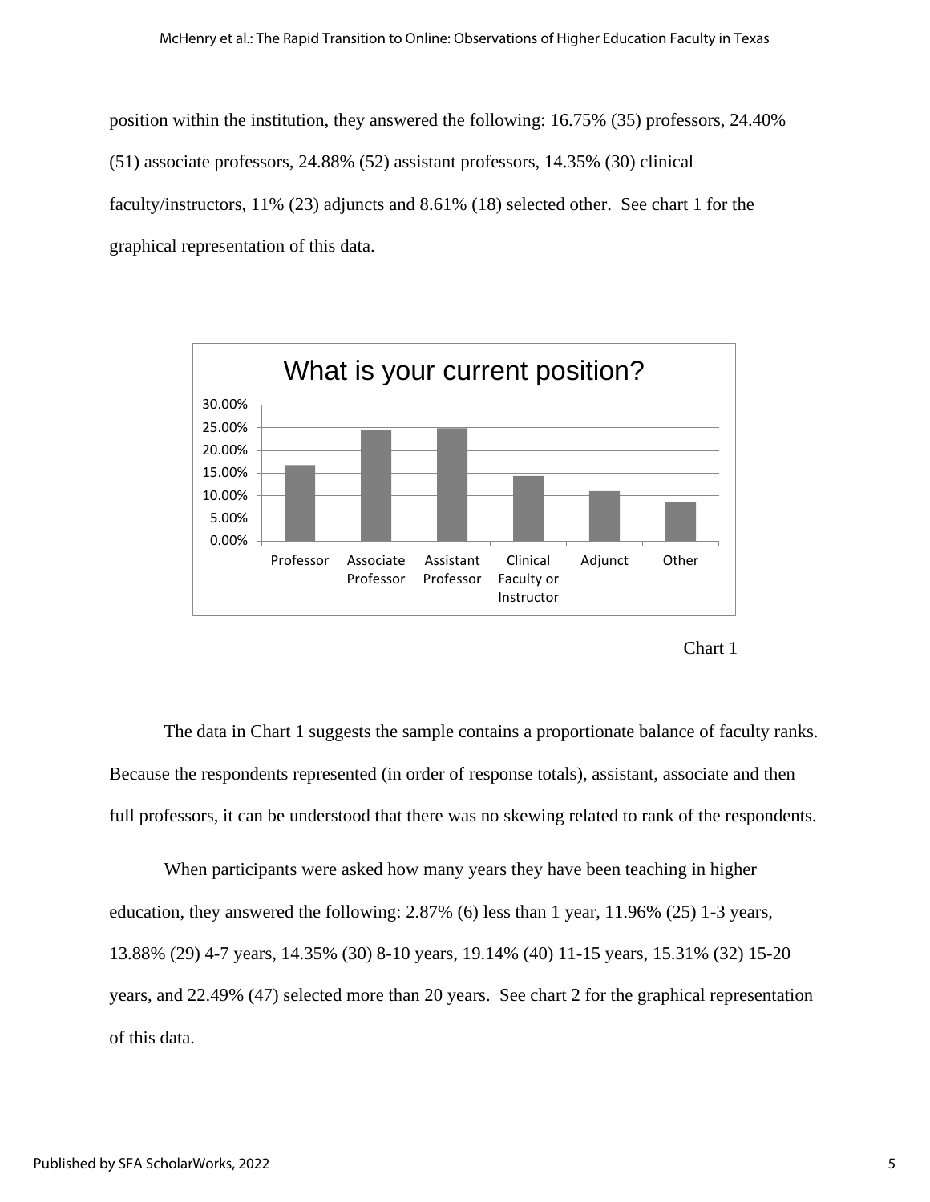position within the institution, they answered the following: 16.75% (35) professors, 24.40% (51) associate professors, 24.88% (52) assistant professors, 14.35% (30) clinical faculty/instructors, 11% (23) adjuncts and 8.61% (18) selected other. See chart 1 for the graphical representation of this data.

Chart 1

The data in Chart 1 suggests the sample contains a proportionate balance of faculty ranks. Because the respondents represented (in order of response totals), assistant, associate and then full professors, it can be understood that there was no skewing related to rank of the respondents.

When participants were asked how many years they have been teaching in higher education, they answered the following: 2.87% (6) less than 1 year, 11.96% (25) 1-3 years, 13.88% (29) 4-7 years, 14.35% (30) 8-10 years, 19.14% (40) 11-15 years, 15.31% (32) 15-20 years, and 22.49% (47) selected more than 20 years. See chart 2 for the graphical representation of this data.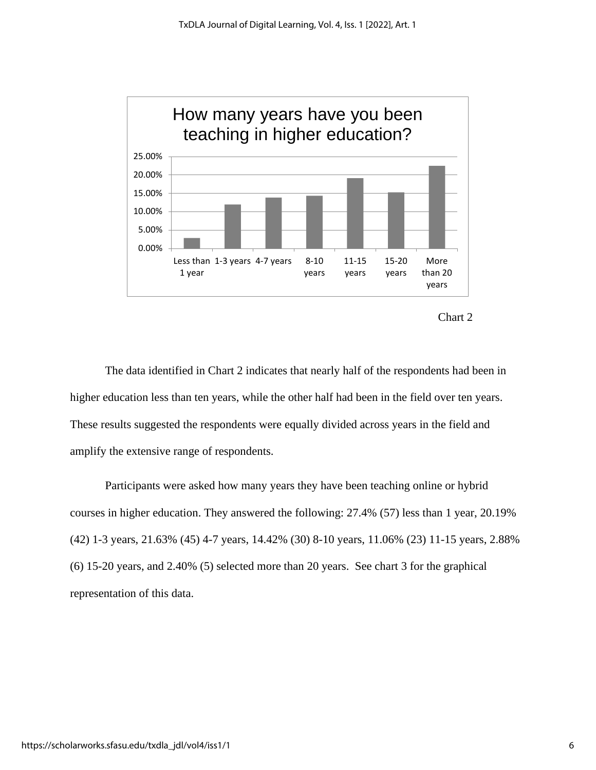Chart 2

The data identified in Chart 2 indicates that nearly half of the respondents had been in higher education less than ten years, while the other half had been in the field over ten years. These results suggested the respondents were equally divided across years in the field and amplify the extensive range of respondents.

Participants were asked how many years they have been teaching online or hybrid courses in higher education. They answered the following: 27.4% (57) less than 1 year, 20.19% (42) 1-3 years, 21.63% (45) 4-7 years, 14.42% (30) 8-10 years, 11.06% (23) 11-15 years, 2.88% (6) 15-20 years, and 2.40% (5) selected more than 20 years. See chart 3 for the graphical representation of this data.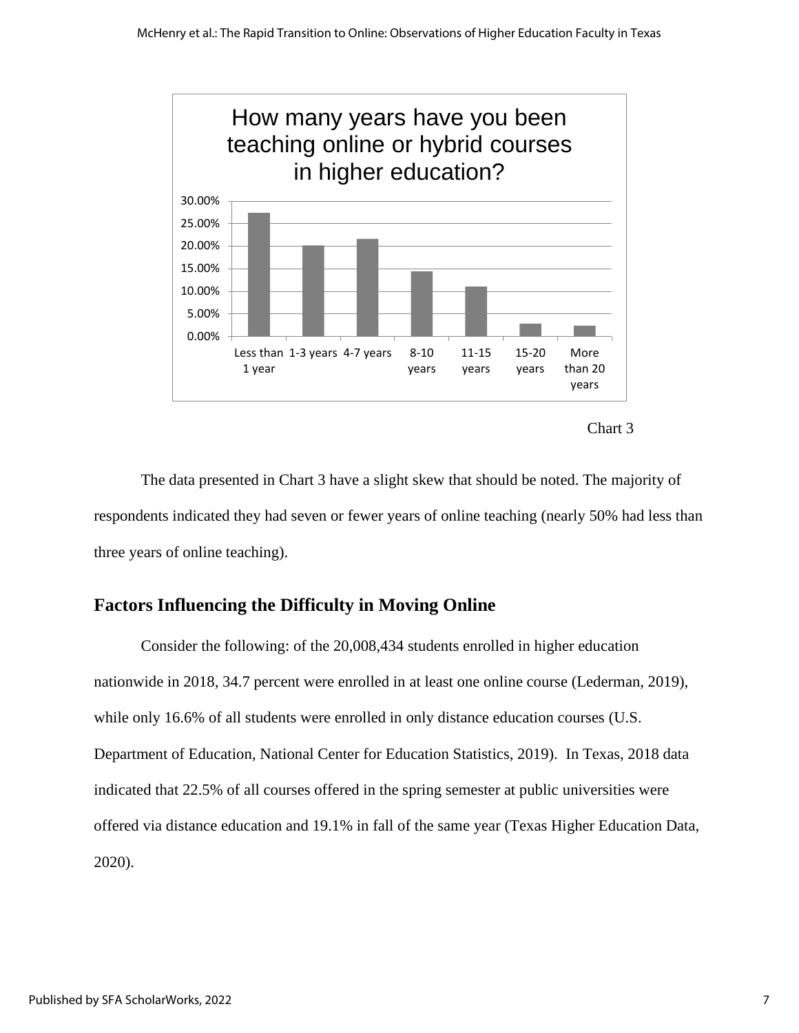How many years have you been teaching online or hybrid courses in higher education?

Chart 3

The data presented in Chart 3 have a slight skew that should be noted. The majority of respondents indicated they had seven or fewer years of online teaching (nearly 50% had less than three years of online teaching).

## Factors Influencing the Difficulty in Moving Online

Consider the following: of the 20,008,434 students enrolled in higher education nationwide in 2018, 34.7 percent were enrolled in at least one online course (Lederman, 2019), while only 16.6% of all students were enrolled in only distance education courses (U.S. Department of Education, National Center for Education Statistics, 2019). In Texas, 2018 data indicated that 22.5% of all courses offered in the spring semester at public universities were offered via distance education and 19.1% in fall of the same year (Texas Higher Education Data, 2020).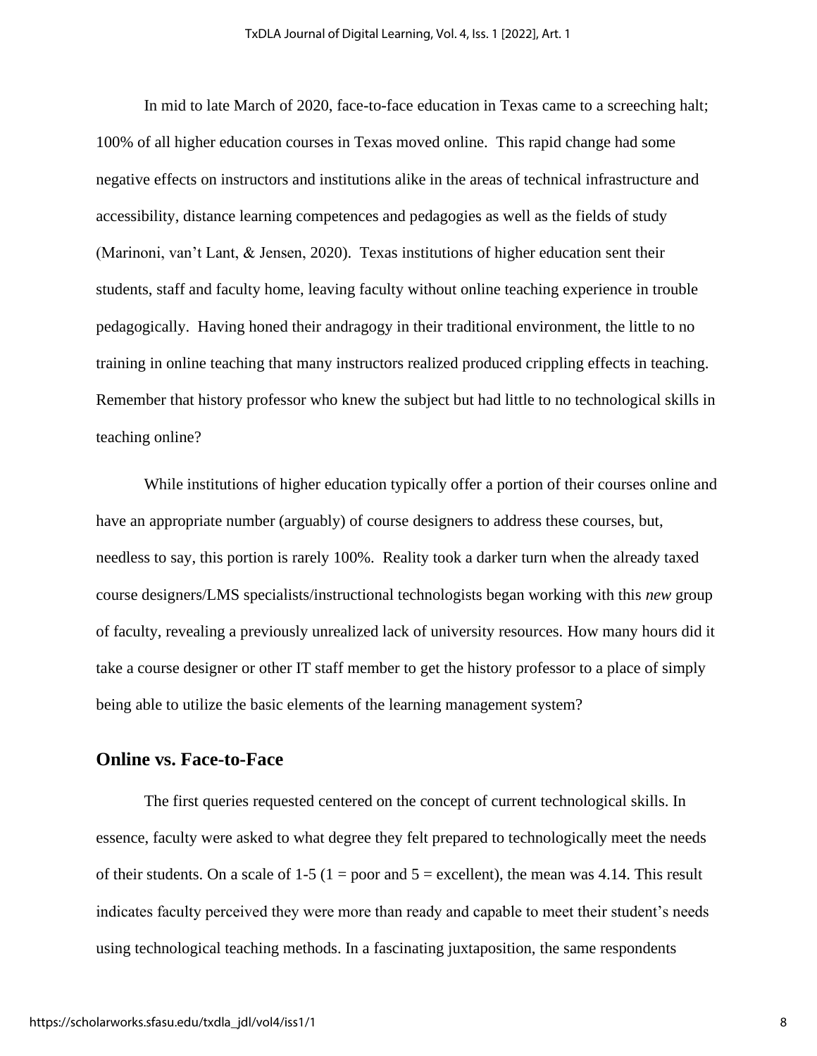In mid to late March of 2020, face-to-face education in Texas came to a screeching halt; 100% of all higher education courses in Texas moved online. This rapid change had some negative effects on instructors and institutions alike in the areas of technical infrastructure and accessibility, distance learning competences and pedagogies as well as the fields of study (Marinoni, van't Lant, & Jensen, 2020). Texas institutions of higher education sent their students, staff and faculty home, leaving faculty without online teaching experience in trouble pedagogically. Having honed their andragogy in their traditional environment, the little to no training in online teaching that many instructors realized produced crippling effects in teaching. Remember that history professor who knew the subject but had little to no technological skills in teaching online?

While institutions of higher education typically offer a portion of their courses online and have an appropriate number (arguably) of course designers to address these courses, but, needless to say, this portion is rarely 100%. Reality took a darker turn when the already taxed course designers/LMS specialists/instructional technologists began working with this *new* group of faculty, revealing a previously unrealized lack of university resources. How many hours did it take a course designer or other IT staff member to get the history professor to a place of simply being able to utilize the basic elements of the learning management system?

## Online vs. Face-to-Face

The first queries requested centered on the concept of current technological skills. In essence, faculty were asked to what degree they felt prepared to technologically meet the needs of their students. On a scale of 1-5 (1 = poor and 5 = excellent), the mean was 4.14. This result indicates faculty perceived they were more than ready and capable to meet their student's needs using technological teaching methods. In a fascinating juxtaposition, the same respondents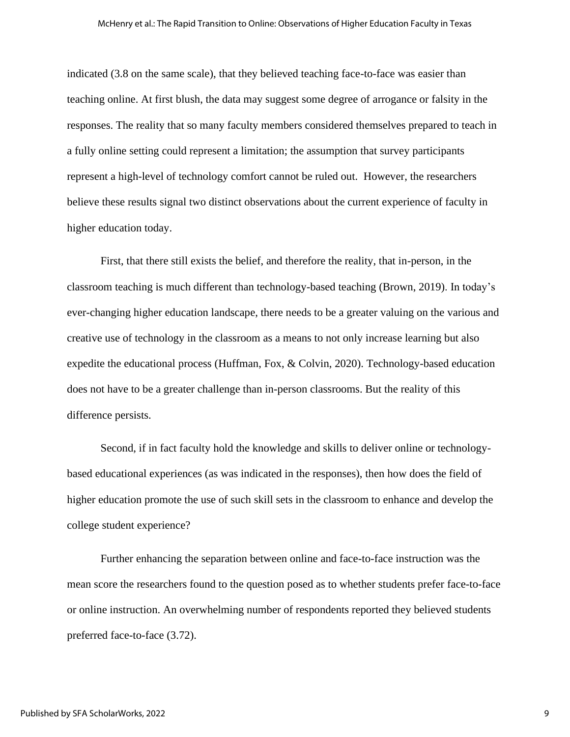indicated (3.8 on the same scale), that they believed teaching face-to-face was easier than teaching online. At first blush, the data may suggest some degree of arrogance or falsity in the responses. The reality that so many faculty members considered themselves prepared to teach in a fully online setting could represent a limitation; the assumption that survey participants represent a high-level of technology comfort cannot be ruled out. However, the researchers believe these results signal two distinct observations about the current experience of faculty in higher education today.

First, that there still exists the belief, and therefore the reality, that in-person, in the classroom teaching is much different than technology-based teaching (Brown, 2019). In today's ever-changing higher education landscape, there needs to be a greater valuing on the various and creative use of technology in the classroom as a means to not only increase learning but also expedite the educational process (Huffman, Fox, & Colvin, 2020). Technology-based education does not have to be a greater challenge than in-person classrooms. But the reality of this difference persists.

Second, if in fact faculty hold the knowledge and skills to deliver online or technology-based educational experiences (as was indicated in the responses), then how does the field of higher education promote the use of such skill sets in the classroom to enhance and develop the college student experience?

Further enhancing the separation between online and face-to-face instruction was the mean score the researchers found to the question posed as to whether students prefer face-to-face or online instruction. An overwhelming number of respondents reported they believed students preferred face-to-face (3.72).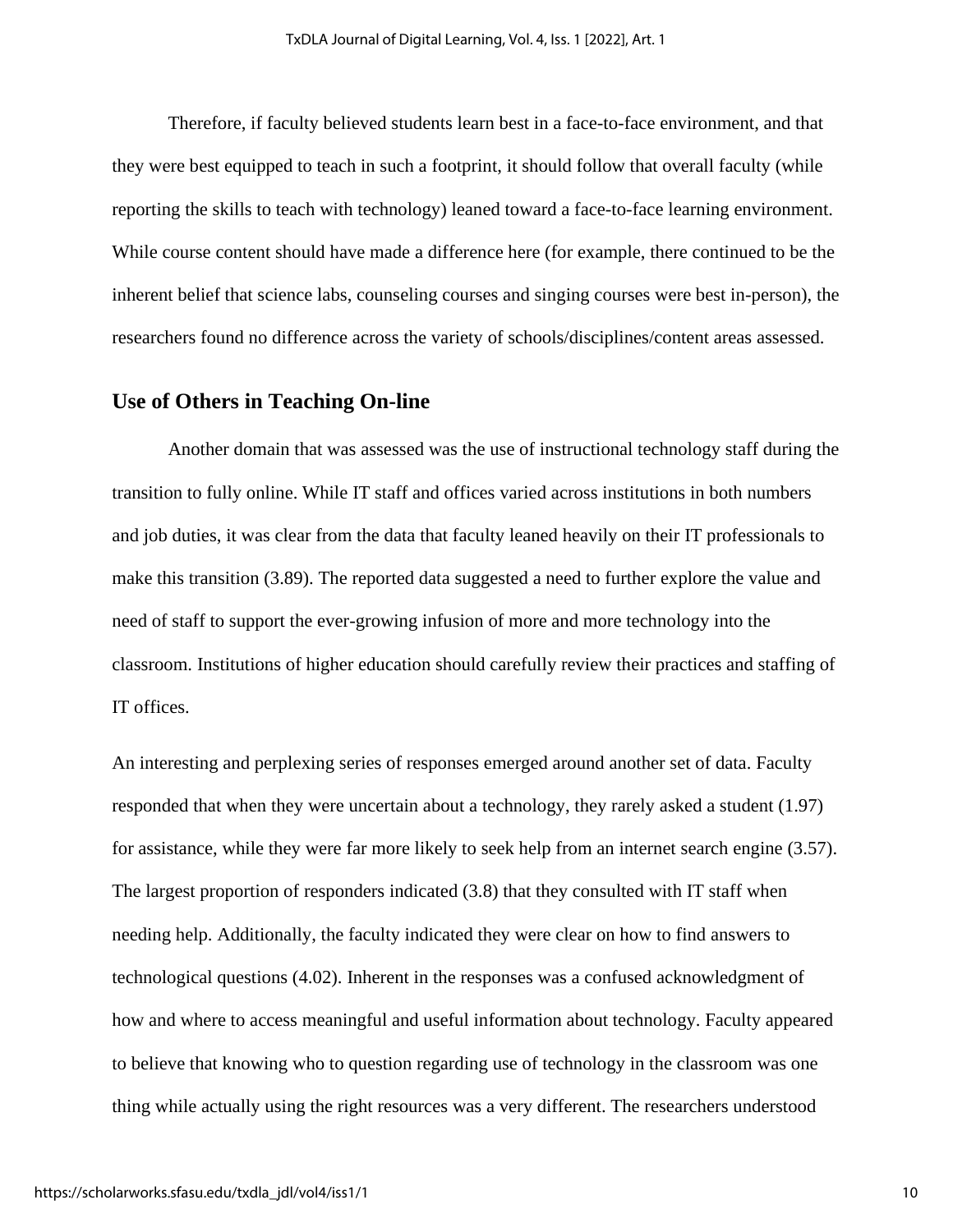Therefore, if faculty believed students learn best in a face-to-face environment, and that they were best equipped to teach in such a footprint, it should follow that overall faculty (while reporting the skills to teach with technology) leaned toward a face-to-face learning environment. While course content should have made a difference here (for example, there continued to be the inherent belief that science labs, counseling courses and singing courses were best in-person), the researchers found no difference across the variety of schools/disciplines/content areas assessed.

## Use of Others in Teaching On-line

Another domain that was assessed was the use of instructional technology staff during the transition to fully online. While IT staff and offices varied across institutions in both numbers and job duties, it was clear from the data that faculty leaned heavily on their IT professionals to make this transition (3.89). The reported data suggested a need to further explore the value and need of staff to support the ever-growing infusion of more and more technology into the classroom. Institutions of higher education should carefully review their practices and staffing of IT offices.

An interesting and perplexing series of responses emerged around another set of data. Faculty responded that when they were uncertain about a technology, they rarely asked a student (1.97) for assistance, while they were far more likely to seek help from an internet search engine (3.57). The largest proportion of responders indicated (3.8) that they consulted with IT staff when needing help. Additionally, the faculty indicated they were clear on how to find answers to technological questions (4.02). Inherent in the responses was a confused acknowledgment of how and where to access meaningful and useful information about technology. Faculty appeared to believe that knowing who to question regarding use of technology in the classroom was one thing while actually using the right resources was a very different. The researchers understood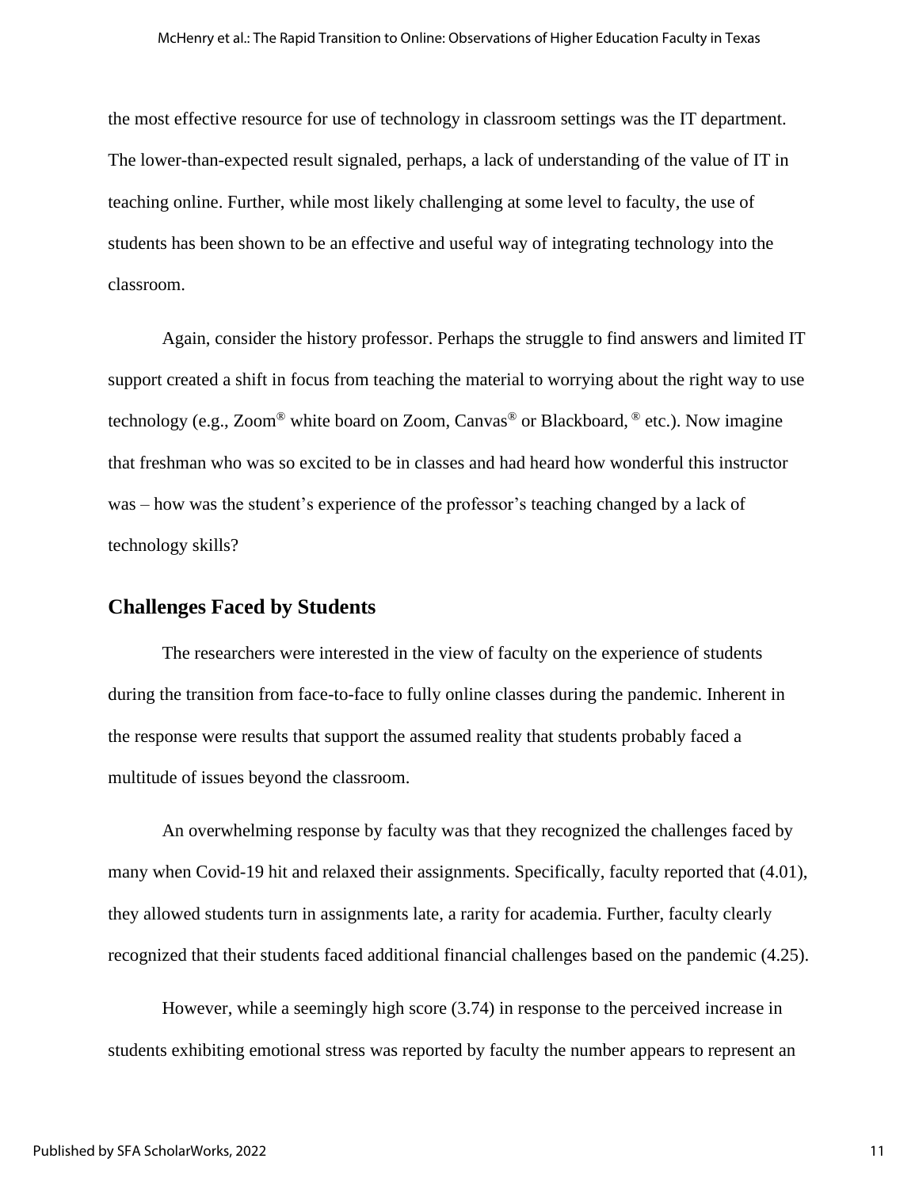the most effective resource for use of technology in classroom settings was the IT department. The lower-than-expected result signaled, perhaps, a lack of understanding of the value of IT in teaching online. Further, while most likely challenging at some level to faculty, the use of students has been shown to be an effective and useful way of integrating technology into the classroom.

Again, consider the history professor. Perhaps the struggle to find answers and limited IT support created a shift in focus from teaching the material to worrying about the right way to use technology (e.g., Zoom® white board on Zoom, Canvas® or Blackboard, ® etc.). Now imagine that freshman who was so excited to be in classes and had heard how wonderful this instructor was – how was the student's experience of the professor's teaching changed by a lack of technology skills?

## Challenges Faced by Students

The researchers were interested in the view of faculty on the experience of students during the transition from face-to-face to fully online classes during the pandemic. Inherent in the response were results that support the assumed reality that students probably faced a multitude of issues beyond the classroom.

An overwhelming response by faculty was that they recognized the challenges faced by many when Covid-19 hit and relaxed their assignments. Specifically, faculty reported that (4.01), they allowed students turn in assignments late, a rarity for academia. Further, faculty clearly recognized that their students faced additional financial challenges based on the pandemic (4.25).

However, while a seemingly high score (3.74) in response to the perceived increase in students exhibiting emotional stress was reported by faculty the number appears to represent an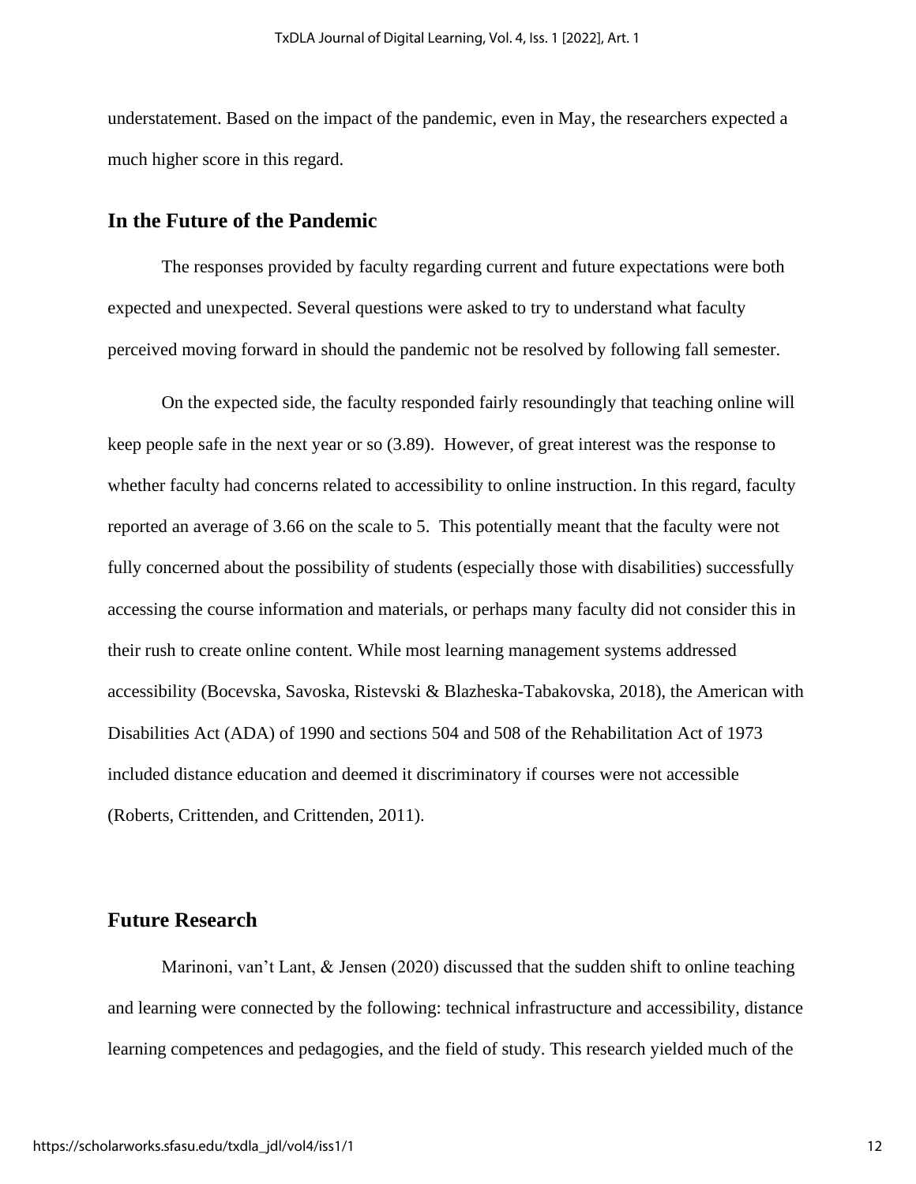understatement. Based on the impact of the pandemic, even in May, the researchers expected a much higher score in this regard.

## In the Future of the Pandemic

The responses provided by faculty regarding current and future expectations were both expected and unexpected. Several questions were asked to try to understand what faculty perceived moving forward in should the pandemic not be resolved by following fall semester.

On the expected side, the faculty responded fairly resoundingly that teaching online will keep people safe in the next year or so (3.89). However, of great interest was the response to whether faculty had concerns related to accessibility to online instruction. In this regard, faculty reported an average of 3.66 on the scale to 5. This potentially meant that the faculty were not fully concerned about the possibility of students (especially those with disabilities) successfully accessing the course information and materials, or perhaps many faculty did not consider this in their rush to create online content. While most learning management systems addressed accessibility (Bocevska, Savoska, Ristevski & Blazheska-Tabakovska, 2018), the American with Disabilities Act (ADA) of 1990 and sections 504 and 508 of the Rehabilitation Act of 1973 included distance education and deemed it discriminatory if courses were not accessible (Roberts, Crittenden, and Crittenden, 2011).

## Future Research

Marinoni, van't Lant, & Jensen (2020) discussed that the sudden shift to online teaching and learning were connected by the following: technical infrastructure and accessibility, distance learning competences and pedagogies, and the field of study. This research yielded much of the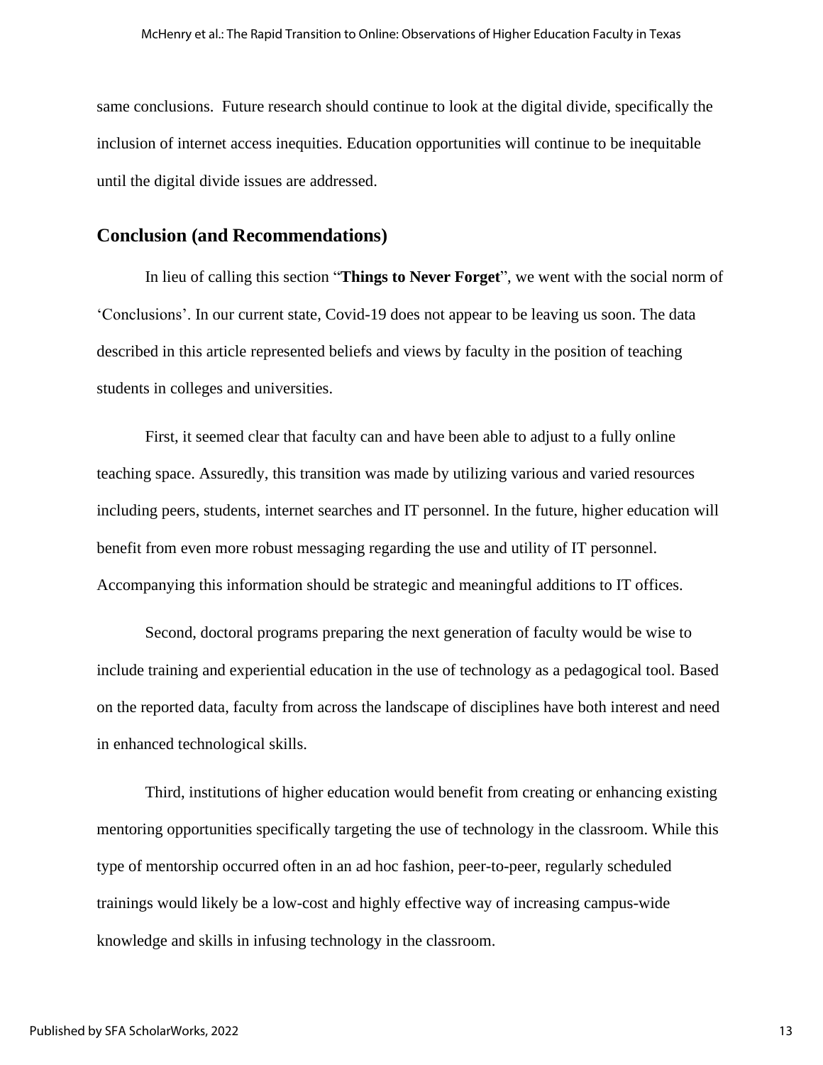same conclusions. Future research should continue to look at the digital divide, specifically the inclusion of internet access inequities. Education opportunities will continue to be inequitable until the digital divide issues are addressed.

## Conclusion (and Recommendations)

In lieu of calling this section "**Things to Never Forget**", we went with the social norm of 'Conclusions'. In our current state, Covid-19 does not appear to be leaving us soon. The data described in this article represented beliefs and views by faculty in the position of teaching students in colleges and universities.

First, it seemed clear that faculty can and have been able to adjust to a fully online teaching space. Assuredly, this transition was made by utilizing various and varied resources including peers, students, internet searches and IT personnel. In the future, higher education will benefit from even more robust messaging regarding the use and utility of IT personnel. Accompanying this information should be strategic and meaningful additions to IT offices.

Second, doctoral programs preparing the next generation of faculty would be wise to include training and experiential education in the use of technology as a pedagogical tool. Based on the reported data, faculty from across the landscape of disciplines have both interest and need in enhanced technological skills.

Third, institutions of higher education would benefit from creating or enhancing existing mentoring opportunities specifically targeting the use of technology in the classroom. While this type of mentorship occurred often in an ad hoc fashion, peer-to-peer, regularly scheduled trainings would likely be a low-cost and highly effective way of increasing campus-wide knowledge and skills in infusing technology in the classroom.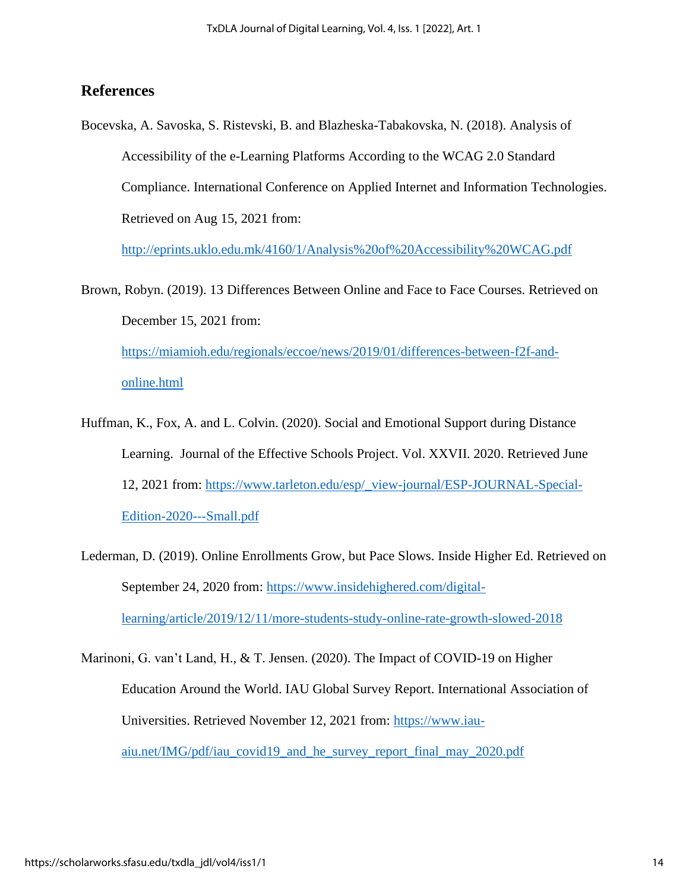## References

Bocevska, A. Savoska, S. Ristevski, B. and Blazheska-Tabakovska, N. (2018). Analysis of Accessibility of the e-Learning Platforms According to the WCAG 2.0 Standard Compliance. International Conference on Applied Internet and Information Technologies. Retrieved on Aug 15, 2021 from: http://eprints.uklo.edu.mk/4160/1/Analysis%20of%20Accessibility%20WCAG.pdf

Brown, Robyn. (2019). 13 Differences Between Online and Face to Face Courses. Retrieved on December 15, 2021 from: https://miamioh.edu/regionals/eccoe/news/2019/01/differences-between-f2f-and-online.html

Huffman, K., Fox, A. and L. Colvin. (2020). Social and Emotional Support during Distance Learning. Journal of the Effective Schools Project. Vol. XXVII. 2020. Retrieved June 12, 2021 from: https://www.tarleton.edu/esp/_view-journal/ESP-JOURNAL-Special-Edition-2020---Small.pdf

Lederman, D. (2019). Online Enrollments Grow, but Pace Slows. Inside Higher Ed. Retrieved on September 24, 2020 from: https://www.insidehighered.com/digital-learning/article/2019/12/11/more-students-study-online-rate-growth-slowed-2018

Marinoni, G. van't Land, H., & T. Jensen. (2020). The Impact of COVID-19 on Higher Education Around the World. IAU Global Survey Report. International Association of Universities. Retrieved November 12, 2021 from: https://www.iau-aiu.net/IMG/pdf/iau_covid19_and_he_survey_report_final_may_2020.pdf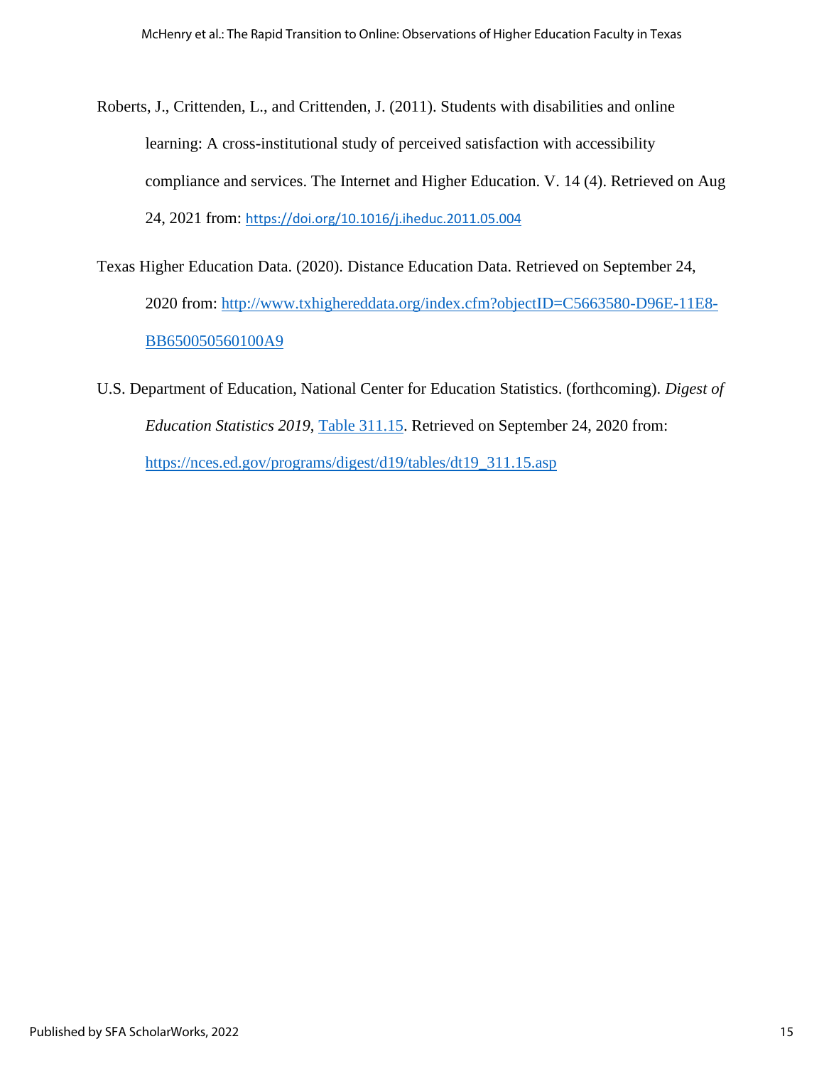Roberts, J., Crittenden, L., and Crittenden, J. (2011). Students with disabilities and online learning: A cross-institutional study of perceived satisfaction with accessibility compliance and services. The Internet and Higher Education. V. 14 (4). Retrieved on Aug 24, 2021 from: https://doi.org/10.1016/j.iheduc.2011.05.004

Texas Higher Education Data. (2020). Distance Education Data. Retrieved on September 24, 2020 from: http://www.txhighereddata.org/index.cfm?objectID=C5663580-D96E-11E8-BB650050560100A9

U.S. Department of Education, National Center for Education Statistics. (forthcoming). *Digest of Education Statistics 2019*, Table 311.15. Retrieved on September 24, 2020 from: https://nces.ed.gov/programs/digest/d19/tables/dt19_311.15.asp